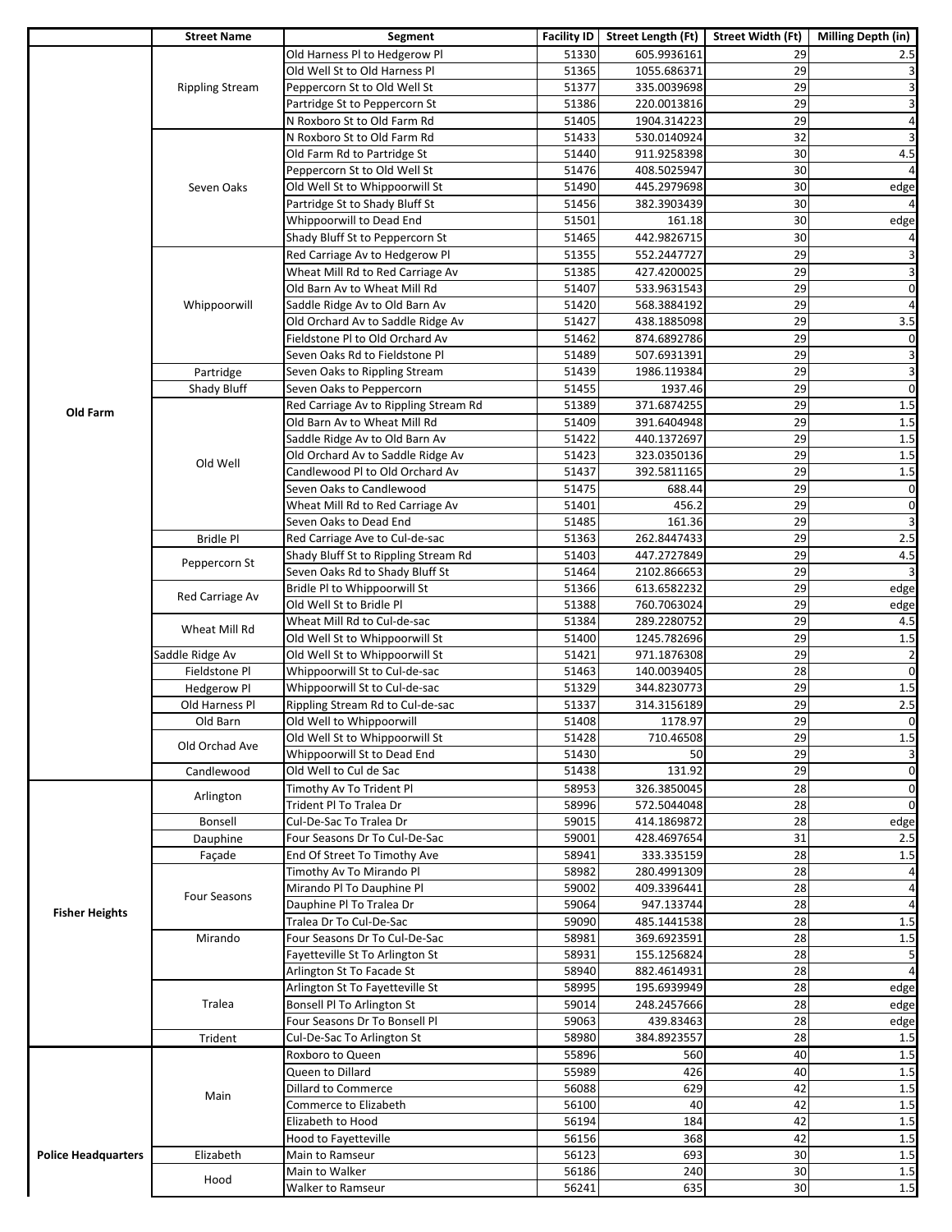| | Street Name | Segment | Facility ID | Street Length (Ft) | Street Width (Ft) | Milling Depth (in) |
|---|---|---|---|---|---|---|
| Old Farm | Rippling Stream | Old Harness Pl to Hedgerow Pl | 51330 | 605.9936161 | 29 | 2.5 |
| | | Old Well St to Old Harness Pl | 51365 | 1055.686371 | 29 | 3 |
| | | Peppercorn St to Old Well St | 51377 | 335.0039698 | 29 | 3 |
| | | Partridge St to Peppercorn St | 51386 | 220.0013816 | 29 | 3 |
| | | N Roxboro St to Old Farm Rd | 51405 | 1904.314223 | 29 | 4 |
| | Seven Oaks | N Roxboro St to Old Farm Rd | 51433 | 530.0140924 | 32 | 3 |
| | | Old Farm Rd to Partridge St | 51440 | 911.9258398 | 30 | 4.5 |
| | | Peppercorn St to Old Well St | 51476 | 408.5025947 | 30 | 4 |
| | | Old Well St to Whippoorwill St | 51490 | 445.2979698 | 30 | edge |
| | | Partridge St to Shady Bluff St | 51456 | 382.3903439 | 30 | 4 |
| | | Whippoorwill to Dead End | 51501 | 161.18 | 30 | edge |
| | | Shady Bluff St to Peppercorn St | 51465 | 442.9826715 | 30 | 4 |
| | Whippoorwill | Red Carriage Av to Hedgerow Pl | 51355 | 552.2447727 | 29 | 3 |
| | | Wheat Mill Rd to Red Carriage Av | 51385 | 427.4200025 | 29 | 3 |
| | | Old Barn Av to Wheat Mill Rd | 51407 | 533.9631543 | 29 | 0 |
| | | Saddle Ridge Av to Old Barn Av | 51420 | 568.3884192 | 29 | 4 |
| | | Old Orchard Av to Saddle Ridge Av | 51427 | 438.1885098 | 29 | 3.5 |
| | | Fieldstone Pl to Old Orchard Av | 51462 | 874.6892786 | 29 | 0 |
| | | Seven Oaks Rd to Fieldstone Pl | 51489 | 507.6931391 | 29 | 3 |
| | Partridge | Seven Oaks to Rippling Stream | 51439 | 1986.119384 | 29 | 3 |
| | Shady Bluff | Seven Oaks to Peppercorn | 51455 | 1937.46 | 29 | 0 |
| | Old Well | Red Carriage Av to Rippling Stream Rd | 51389 | 371.6874255 | 29 | 1.5 |
| | | Old Barn Av to Wheat Mill Rd | 51409 | 391.6404948 | 29 | 1.5 |
| | | Saddle Ridge Av to Old Barn Av | 51422 | 440.1372697 | 29 | 1.5 |
| | | Old Orchard Av to Saddle Ridge Av | 51423 | 323.0350136 | 29 | 1.5 |
| | | Candlewood Pl to Old Orchard Av | 51437 | 392.5811165 | 29 | 1.5 |
| | | Seven Oaks to Candlewood | 51475 | 688.44 | 29 | 0 |
| | | Wheat Mill Rd to Red Carriage Av | 51401 | 456.2 | 29 | 0 |
| | | Seven Oaks to Dead End | 51485 | 161.36 | 29 | 3 |
| | Bridle Pl | Red Carriage Ave to Cul-de-sac | 51363 | 262.8447433 | 29 | 2.5 |
| | Peppercorn St | Shady Bluff St to Rippling Stream Rd | 51403 | 447.2727849 | 29 | 4.5 |
| | | Seven Oaks Rd to Shady Bluff St | 51464 | 2102.866653 | 29 | 3 |
| | Red Carriage Av | Bridle Pl to Whippoorwill St | 51366 | 613.6582232 | 29 | edge |
| | | Old Well St to Bridle Pl | 51388 | 760.7063024 | 29 | edge |
| | Wheat Mill Rd | Wheat Mill Rd to Cul-de-sac | 51384 | 289.2280752 | 29 | 4.5 |
| | | Old Well St to Whippoorwill St | 51400 | 1245.782696 | 29 | 1.5 |
| | Saddle Ridge Av | Old Well St to Whippoorwill St | 51421 | 971.1876308 | 29 | 2 |
| | Fieldstone Pl | Whippoorwill St to Cul-de-sac | 51463 | 140.0039405 | 28 | 0 |
| | Hedgerow Pl | Whippoorwill St to Cul-de-sac | 51329 | 344.8230773 | 29 | 1.5 |
| | Old Harness Pl | Rippling Stream Rd to Cul-de-sac | 51337 | 314.3156189 | 29 | 2.5 |
| | Old Barn | Old Well to Whippoorwill | 51408 | 1178.97 | 29 | 0 |
| | Old Orchad Ave | Old Well St to Whippoorwill St | 51428 | 710.46508 | 29 | 1.5 |
| | | Whippoorwill St to Dead End | 51430 | 50 | 29 | 3 |
| | Candlewood | Old Well to Cul de Sac | 51438 | 131.92 | 29 | 0 |
| Fisher Heights | Arlington | Timothy Av To Trident Pl | 58953 | 326.3850045 | 28 | 0 |
| | | Trident Pl To Tralea Dr | 58996 | 572.5044048 | 28 | 0 |
| | Bonsell | Cul-De-Sac To Tralea Dr | 59015 | 414.1869872 | 28 | edge |
| | Dauphine | Four Seasons Dr To Cul-De-Sac | 59001 | 428.4697654 | 31 | 2.5 |
| | Façade | End Of Street To Timothy Ave | 58941 | 333.335159 | 28 | 1.5 |
| | Four Seasons | Timothy Av To Mirando Pl | 58982 | 280.4991309 | 28 | 4 |
| | | Mirando Pl To Dauphine Pl | 59002 | 409.3396441 | 28 | 4 |
| | | Dauphine Pl To Tralea Dr | 59064 | 947.133744 | 28 | 4 |
| | | Tralea Dr To Cul-De-Sac | 59090 | 485.1441538 | 28 | 1.5 |
| | Mirando | Four Seasons Dr To Cul-De-Sac | 58981 | 369.6923591 | 28 | 1.5 |
| | | Fayetteville St To Arlington St | 58931 | 155.1256824 | 28 | 5 |
| | | Arlington St To Facade St | 58940 | 882.4614931 | 28 | 4 |
| | Tralea | Arlington St To Fayetteville St | 58995 | 195.6939949 | 28 | edge |
| | | Bonsell Pl To Arlington St | 59014 | 248.2457666 | 28 | edge |
| | | Four Seasons Dr To Bonsell Pl | 59063 | 439.83463 | 28 | edge |
| | Trident | Cul-De-Sac To Arlington St | 58980 | 384.8923557 | 28 | 1.5 |
| Police Headquarters | Main | Roxboro to Queen | 55896 | 560 | 40 | 1.5 |
| | | Queen to Dillard | 55989 | 426 | 40 | 1.5 |
| | | Dillard to Commerce | 56088 | 629 | 42 | 1.5 |
| | | Commerce to Elizabeth | 56100 | 40 | 42 | 1.5 |
| | | Elizabeth to Hood | 56194 | 184 | 42 | 1.5 |
| | | Hood to Fayetteville | 56156 | 368 | 42 | 1.5 |
| | Elizabeth | Main to Ramseur | 56123 | 693 | 30 | 1.5 |
| | Hood | Main to Walker | 56186 | 240 | 30 | 1.5 |
| | | Walker to Ramseur | 56241 | 635 | 30 | 1.5 |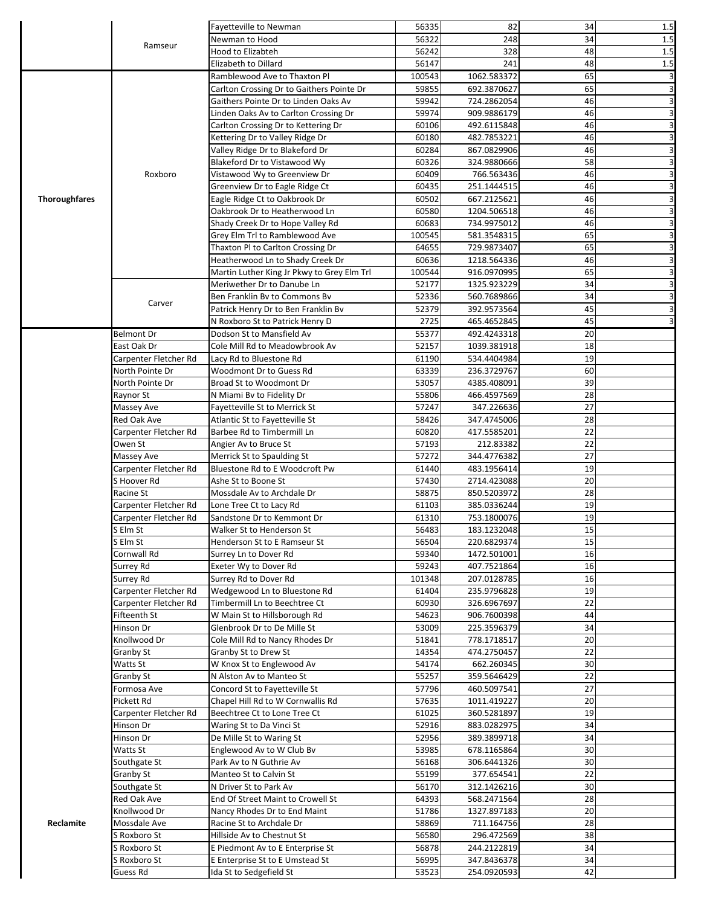| | | | | | | |
|---|---|---|---|---|---|---|
| | Ramseur | Fayetteville to Newman | 56335 | 82 | 34 | 1.5 |
| | | Newman to Hood | 56322 | 248 | 34 | 1.5 |
| | | Hood to Elizabteh | 56242 | 328 | 48 | 1.5 |
| | | Elizabeth to Dillard | 56147 | 241 | 48 | 1.5 |
| **Thoroughfares** | Roxboro | Ramblewood Ave to Thaxton Pl | 100543 | 1062.583372 | 65 | 3 |
| | | Carlton Crossing Dr to Gaithers Pointe Dr | 59855 | 692.3870627 | 65 | 3 |
| | | Gaithers Pointe Dr to Linden Oaks Av | 59942 | 724.2862054 | 46 | 3 |
| | | Linden Oaks Av to Carlton Crossing Dr | 59974 | 909.9886179 | 46 | 3 |
| | | Carlton Crossing Dr to Kettering Dr | 60106 | 492.6115848 | 46 | 3 |
| | | Kettering Dr to Valley Ridge Dr | 60180 | 482.7853221 | 46 | 3 |
| | | Valley Ridge Dr to Blakeford Dr | 60284 | 867.0829906 | 46 | 3 |
| | | Blakeford Dr to Vistawood Wy | 60326 | 324.9880666 | 58 | 3 |
| | | Vistawood Wy to Greenview Dr | 60409 | 766.563436 | 46 | 3 |
| | | Greenview Dr to Eagle Ridge Ct | 60435 | 251.1444515 | 46 | 3 |
| | | Eagle Ridge Ct to Oakbrook Dr | 60502 | 667.2125621 | 46 | 3 |
| | | Oakbrook Dr to Heatherwood Ln | 60580 | 1204.506518 | 46 | 3 |
| | | Shady Creek Dr to Hope Valley Rd | 60683 | 734.9975012 | 46 | 3 |
| | | Grey Elm Trl to Ramblewood Ave | 100545 | 581.3548315 | 65 | 3 |
| | | Thaxton Pl to Carlton Crossing Dr | 64655 | 729.9873407 | 65 | 3 |
| | | Heatherwood Ln to Shady Creek Dr | 60636 | 1218.564336 | 46 | 3 |
| | | Martin Luther King Jr Pkwy to Grey Elm Trl | 100544 | 916.0970995 | 65 | 3 |
| | Carver | Meriwether Dr to Danube Ln | 52177 | 1325.923229 | 34 | 3 |
| | | Ben Franklin Bv to Commons Bv | 52336 | 560.7689866 | 34 | 3 |
| | | Patrick Henry Dr to Ben Franklin Bv | 52379 | 392.9573564 | 45 | 3 |
| | | N Roxboro St to Patrick Henry D | 2725 | 465.4652845 | 45 | 3 |
| **Reclamite** | Belmont Dr | Dodson St to Mansfield Av | 55377 | 492.4243318 | 20 | |
| | East Oak Dr | Cole Mill Rd to Meadowbrook Av | 52157 | 1039.381918 | 18 | |
| | Carpenter Fletcher Rd | Lacy Rd to Bluestone Rd | 61190 | 534.4404984 | 19 | |
| | North Pointe Dr | Woodmont Dr to Guess Rd | 63339 | 236.3729767 | 60 | |
| | North Pointe Dr | Broad St to Woodmont Dr | 53057 | 4385.408091 | 39 | |
| | Raynor St | N Miami Bv to Fidelity Dr | 55806 | 466.4597569 | 28 | |
| | Massey Ave | Fayetteville St to Merrick St | 57247 | 347.226636 | 27 | |
| | Red Oak Ave | Atlantic St to Fayetteville St | 58426 | 347.4745006 | 28 | |
| | Carpenter Fletcher Rd | Barbee Rd to Timbermill Ln | 60820 | 417.5585201 | 22 | |
| | Owen St | Angier Av to Bruce St | 57193 | 212.83382 | 22 | |
| | Massey Ave | Merrick St to Spaulding St | 57272 | 344.4776382 | 27 | |
| | Carpenter Fletcher Rd | Bluestone Rd to E Woodcroft Pw | 61440 | 483.1956414 | 19 | |
| | S Hoover Rd | Ashe St to Boone St | 57430 | 2714.423088 | 20 | |
| | Racine St | Mossdale Av to Archdale Dr | 58875 | 850.5203972 | 28 | |
| | Carpenter Fletcher Rd | Lone Tree Ct to Lacy Rd | 61103 | 385.0336244 | 19 | |
| | Carpenter Fletcher Rd | Sandstone Dr to Kemmont Dr | 61310 | 753.1800076 | 19 | |
| | S Elm St | Walker St to Henderson St | 56483 | 183.1232048 | 15 | |
| | S Elm St | Henderson St to E Ramseur St | 56504 | 220.6829374 | 15 | |
| | Cornwall Rd | Surrey Ln to Dover Rd | 59340 | 1472.501001 | 16 | |
| | Surrey Rd | Exeter Wy to Dover Rd | 59243 | 407.7521864 | 16 | |
| | Surrey Rd | Surrey Rd to Dover Rd | 101348 | 207.0128785 | 16 | |
| | Carpenter Fletcher Rd | Wedgewood Ln to Bluestone Rd | 61404 | 235.9796828 | 19 | |
| | Carpenter Fletcher Rd | Timbermill Ln to Beechtree Ct | 60930 | 326.6967697 | 22 | |
| | Fifteenth St | W Main St to Hillsborough Rd | 54623 | 906.7600398 | 44 | |
| | Hinson Dr | Glenbrook Dr to De Mille St | 53009 | 225.3596379 | 34 | |
| | Knollwood Dr | Cole Mill Rd to Nancy Rhodes Dr | 51841 | 778.1718517 | 20 | |
| | Granby St | Granby St to Drew St | 14354 | 474.2750457 | 22 | |
| | Watts St | W Knox St to Englewood Av | 54174 | 662.260345 | 30 | |
| | Granby St | N Alston Av to Manteo St | 55257 | 359.5646429 | 22 | |
| | Formosa Ave | Concord St to Fayetteville St | 57796 | 460.5097541 | 27 | |
| | Pickett Rd | Chapel Hill Rd to W Cornwallis Rd | 57635 | 1011.419227 | 20 | |
| | Carpenter Fletcher Rd | Beechtree Ct to Lone Tree Ct | 61025 | 360.5281897 | 19 | |
| | Hinson Dr | Waring St to Da Vinci St | 52916 | 883.0282975 | 34 | |
| | Hinson Dr | De Mille St to Waring St | 52956 | 389.3899718 | 34 | |
| | Watts St | Englewood Av to W Club Bv | 53985 | 678.1165864 | 30 | |
| | Southgate St | Park Av to N Guthrie Av | 56168 | 306.6441326 | 30 | |
| | Granby St | Manteo St to Calvin St | 55199 | 377.654541 | 22 | |
| | Southgate St | N Driver St to Park Av | 56170 | 312.1426216 | 30 | |
| | Red Oak Ave | End Of Street Maint to Crowell St | 64393 | 568.2471564 | 28 | |
| | Knollwood Dr | Nancy Rhodes Dr to End Maint | 51786 | 1327.897183 | 20 | |
| | Mossdale Ave | Racine St to Archdale Dr | 58869 | 711.164756 | 28 | |
| | S Roxboro St | Hillside Av to Chestnut St | 56580 | 296.472569 | 38 | |
| | S Roxboro St | E Piedmont Av to E Enterprise St | 56878 | 244.2122819 | 34 | |
| | S Roxboro St | E Enterprise St to E Umstead St | 56995 | 347.8436378 | 34 | |
| | Guess Rd | Ida St to Sedgefield St | 53523 | 254.0920593 | 42 | |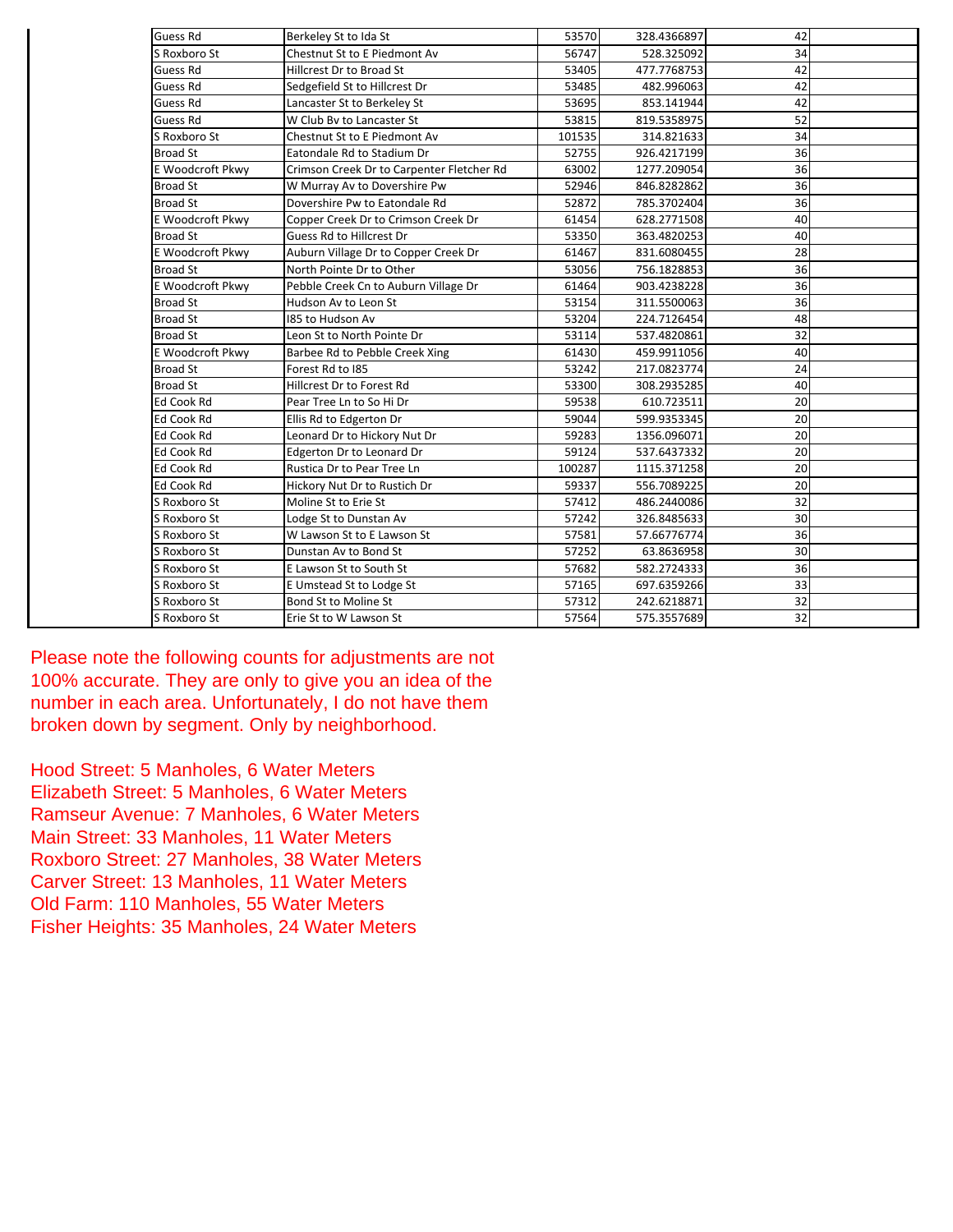| | | | | | |
|---|---|---|---|---|---|
| Guess Rd | Berkeley St to Ida St | 53570 | 328.4366897 | 42 | |
| S Roxboro St | Chestnut St to E Piedmont Av | 56747 | 528.325092 | 34 | |
| Guess Rd | Hillcrest Dr to Broad St | 53405 | 477.7768753 | 42 | |
| Guess Rd | Sedgefield St to Hillcrest Dr | 53485 | 482.996063 | 42 | |
| Guess Rd | Lancaster St to Berkeley St | 53695 | 853.141944 | 42 | |
| Guess Rd | W Club Bv to Lancaster St | 53815 | 819.5358975 | 52 | |
| S Roxboro St | Chestnut St to E Piedmont Av | 101535 | 314.821633 | 34 | |
| Broad St | Eatondale Rd to Stadium Dr | 52755 | 926.4217199 | 36 | |
| E Woodcroft Pkwy | Crimson Creek Dr to Carpenter Fletcher Rd | 63002 | 1277.209054 | 36 | |
| Broad St | W Murray Av to Dovershire Pw | 52946 | 846.8282862 | 36 | |
| Broad St | Dovershire Pw to Eatondale Rd | 52872 | 785.3702404 | 36 | |
| E Woodcroft Pkwy | Copper Creek Dr to Crimson Creek Dr | 61454 | 628.2771508 | 40 | |
| Broad St | Guess Rd to Hillcrest Dr | 53350 | 363.4820253 | 40 | |
| E Woodcroft Pkwy | Auburn Village Dr to Copper Creek Dr | 61467 | 831.6080455 | 28 | |
| Broad St | North Pointe Dr to Other | 53056 | 756.1828853 | 36 | |
| E Woodcroft Pkwy | Pebble Creek Cn to Auburn Village Dr | 61464 | 903.4238228 | 36 | |
| Broad St | Hudson Av to Leon St | 53154 | 311.5500063 | 36 | |
| Broad St | I85 to Hudson Av | 53204 | 224.7126454 | 48 | |
| Broad St | Leon St to North Pointe Dr | 53114 | 537.4820861 | 32 | |
| E Woodcroft Pkwy | Barbee Rd to Pebble Creek Xing | 61430 | 459.9911056 | 40 | |
| Broad St | Forest Rd to I85 | 53242 | 217.0823774 | 24 | |
| Broad St | Hillcrest Dr to Forest Rd | 53300 | 308.2935285 | 40 | |
| Ed Cook Rd | Pear Tree Ln to So Hi Dr | 59538 | 610.723511 | 20 | |
| Ed Cook Rd | Ellis Rd to Edgerton Dr | 59044 | 599.9353345 | 20 | |
| Ed Cook Rd | Leonard Dr to Hickory Nut Dr | 59283 | 1356.096071 | 20 | |
| Ed Cook Rd | Edgerton Dr to Leonard Dr | 59124 | 537.6437332 | 20 | |
| Ed Cook Rd | Rustica Dr to Pear Tree Ln | 100287 | 1115.371258 | 20 | |
| Ed Cook Rd | Hickory Nut Dr to Rustich Dr | 59337 | 556.7089225 | 20 | |
| S Roxboro St | Moline St to Erie St | 57412 | 486.2440086 | 32 | |
| S Roxboro St | Lodge St to Dunstan Av | 57242 | 326.8485633 | 30 | |
| S Roxboro St | W Lawson St to E Lawson St | 57581 | 57.66776774 | 36 | |
| S Roxboro St | Dunstan Av to Bond St | 57252 | 63.8636958 | 30 | |
| S Roxboro St | E Lawson St to South St | 57682 | 582.2724333 | 36 | |
| S Roxboro St | E Umstead St to Lodge St | 57165 | 697.6359266 | 33 | |
| S Roxboro St | Bond St to Moline St | 57312 | 242.6218871 | 32 | |
| S Roxboro St | Erie St to W Lawson St | 57564 | 575.3557689 | 32 | |

Please note the following counts for adjustments are not 100% accurate. They are only to give you an idea of the number in each area. Unfortunately, I do not have them broken down by segment. Only by neighborhood.

Hood Street: 5 Manholes, 6 Water Meters
Elizabeth Street: 5 Manholes, 6 Water Meters
Ramseur Avenue: 7 Manholes, 6 Water Meters
Main Street: 33 Manholes, 11 Water Meters
Roxboro Street: 27 Manholes, 38 Water Meters
Carver Street: 13 Manholes, 11 Water Meters
Old Farm: 110 Manholes, 55 Water Meters
Fisher Heights: 35 Manholes, 24 Water Meters